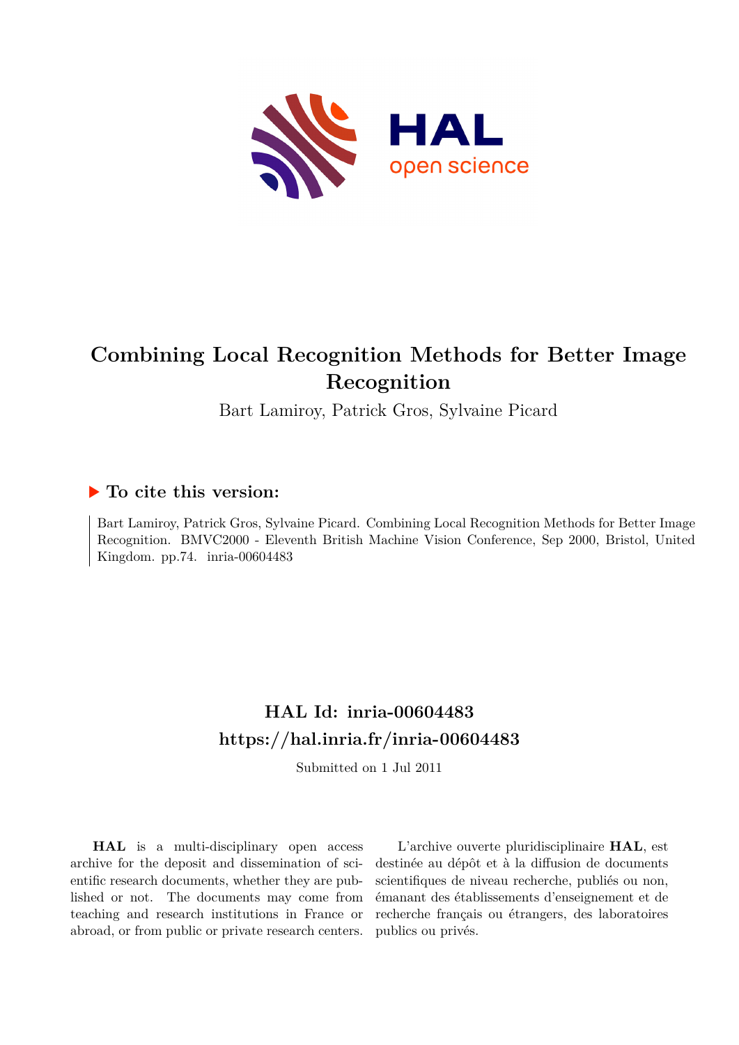# Combining Local Recognition Methods for Better Image Recognition

Bart Lamiroy, Patrick Gros, Sylvaine Picard

### ▶ To cite this version:

Bart Lamiroy, Patrick Gros, Sylvaine Picard. Combining Local Recognition Methods for Better Image Recognition. BMVC2000 - Eleventh British Machine Vision Conference, Sep 2000, Bristol, United Kingdom. pp.74. inria-00604483

## HAL Id: inria-00604483
## https://hal.inria.fr/inria-00604483

Submitted on 1 Jul 2011

**HAL** is a multi-disciplinary open access archive for the deposit and dissemination of scientific research documents, whether they are published or not. The documents may come from teaching and research institutions in France or abroad, or from public or private research centers.

L'archive ouverte pluridisciplinaire **HAL**, est destinée au dépôt et à la diffusion de documents scientifiques de niveau recherche, publiés ou non, émanant des établissements d'enseignement et de recherche français ou étrangers, des laboratoires publics ou privés.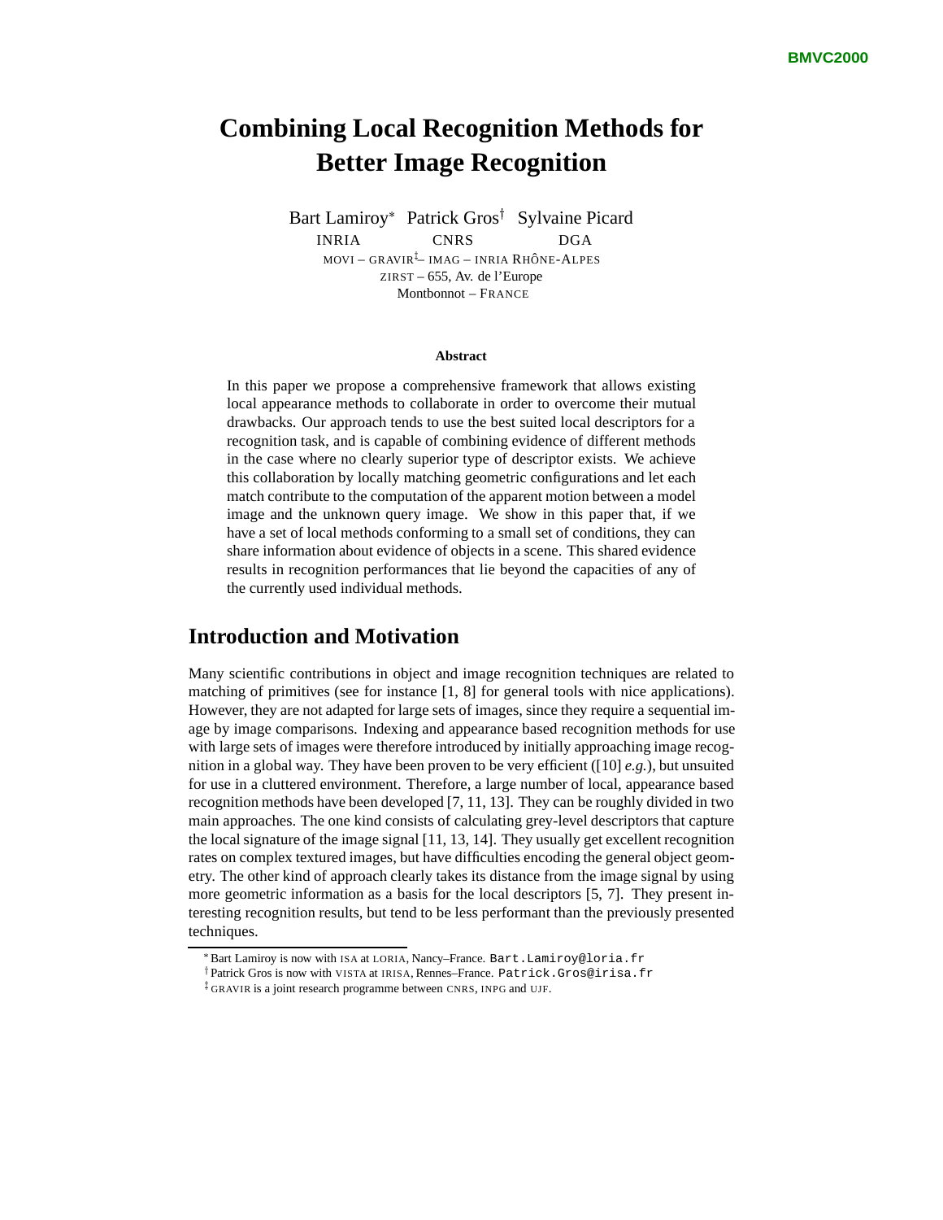# Combining Local Recognition Methods for Better Image Recognition

Bart Lamiroy* Patrick Gros† Sylvaine Picard

INRIA CNRS DGA

MOVI – GRAVIR‡– IMAG – INRIA RHÔNE-ALPES
ZIRST – 655, Av. de l'Europe
Montbonnot – FRANCE

**Abstract**

In this paper we propose a comprehensive framework that allows existing local appearance methods to collaborate in order to overcome their mutual drawbacks. Our approach tends to use the best suited local descriptors for a recognition task, and is capable of combining evidence of different methods in the case where no clearly superior type of descriptor exists. We achieve this collaboration by locally matching geometric configurations and let each match contribute to the computation of the apparent motion between a model image and the unknown query image. We show in this paper that, if we have a set of local methods conforming to a small set of conditions, they can share information about evidence of objects in a scene. This shared evidence results in recognition performances that lie beyond the capacities of any of the currently used individual methods.

## Introduction and Motivation

Many scientific contributions in object and image recognition techniques are related to matching of primitives (see for instance [1, 8] for general tools with nice applications). However, they are not adapted for large sets of images, since they require a sequential image by image comparisons. Indexing and appearance based recognition methods for use with large sets of images were therefore introduced by initially approaching image recognition in a global way. They have been proven to be very efficient ([10] *e.g.*), but unsuited for use in a cluttered environment. Therefore, a large number of local, appearance based recognition methods have been developed [7, 11, 13]. They can be roughly divided in two main approaches. The one kind consists of calculating grey-level descriptors that capture the local signature of the image signal [11, 13, 14]. They usually get excellent recognition rates on complex textured images, but have difficulties encoding the general object geometry. The other kind of approach clearly takes its distance from the image signal by using more geometric information as a basis for the local descriptors [5, 7]. They present interesting recognition results, but tend to be less performant than the previously presented techniques.

---

* Bart Lamiroy is now with ISA at LORIA, Nancy–France. `Bart.Lamiroy@loria.fr`

† Patrick Gros is now with VISTA at IRISA, Rennes–France. `Patrick.Gros@irisa.fr`

‡ GRAVIR is a joint research programme between CNRS, INPG and UJF.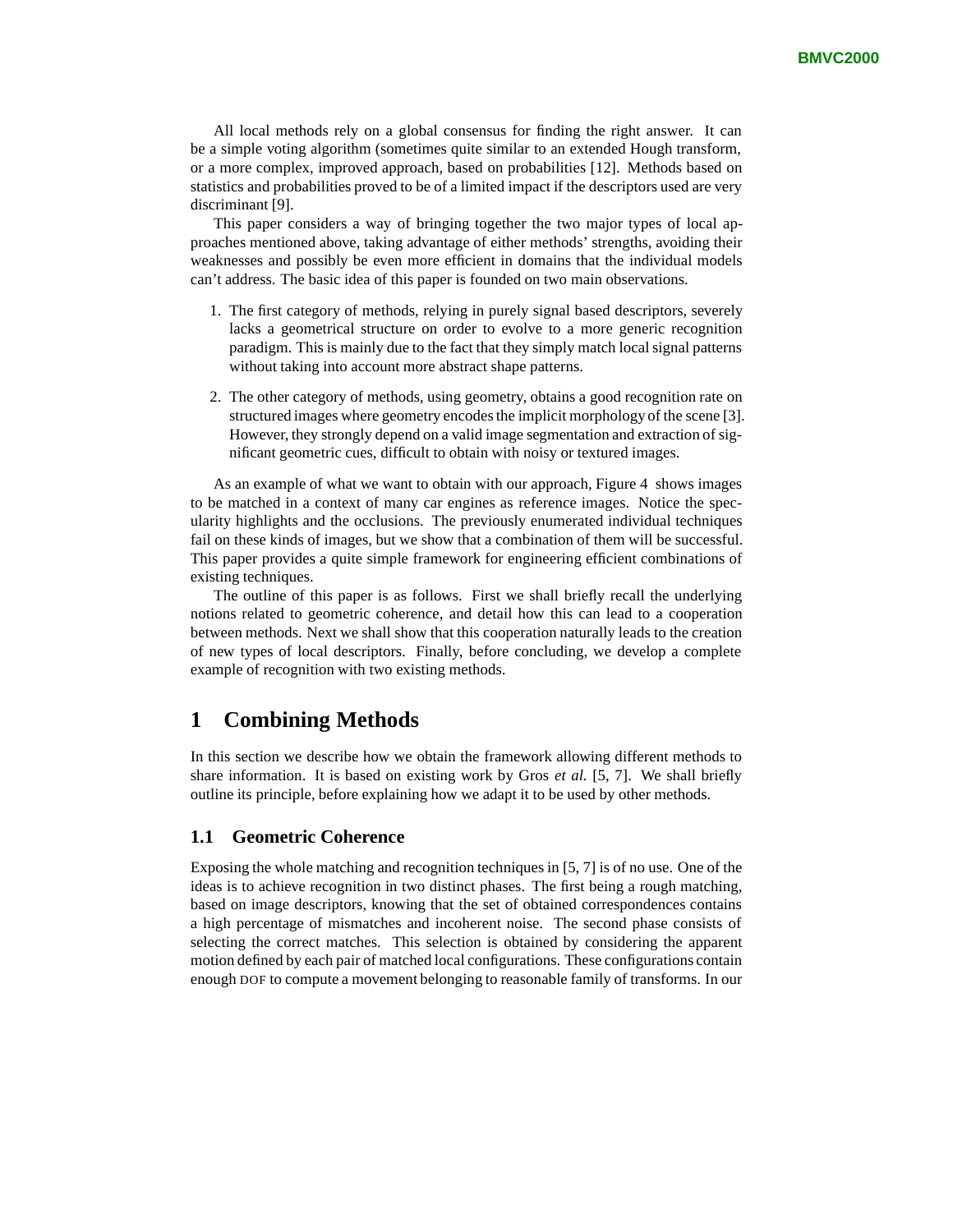All local methods rely on a global consensus for finding the right answer. It can be a simple voting algorithm (sometimes quite similar to an extended Hough transform, or a more complex, improved approach, based on probabilities [12]. Methods based on statistics and probabilities proved to be of a limited impact if the descriptors used are very discriminant [9].

This paper considers a way of bringing together the two major types of local approaches mentioned above, taking advantage of either methods' strengths, avoiding their weaknesses and possibly be even more efficient in domains that the individual models can't address. The basic idea of this paper is founded on two main observations.

1. The first category of methods, relying in purely signal based descriptors, severely lacks a geometrical structure on order to evolve to a more generic recognition paradigm. This is mainly due to the fact that they simply match local signal patterns without taking into account more abstract shape patterns.

2. The other category of methods, using geometry, obtains a good recognition rate on structured images where geometry encodes the implicit morphology of the scene [3]. However, they strongly depend on a valid image segmentation and extraction of significant geometric cues, difficult to obtain with noisy or textured images.

As an example of what we want to obtain with our approach, Figure 4 shows images to be matched in a context of many car engines as reference images. Notice the specularity highlights and the occlusions. The previously enumerated individual techniques fail on these kinds of images, but we show that a combination of them will be successful. This paper provides a quite simple framework for engineering efficient combinations of existing techniques.

The outline of this paper is as follows. First we shall briefly recall the underlying notions related to geometric coherence, and detail how this can lead to a cooperation between methods. Next we shall show that this cooperation naturally leads to the creation of new types of local descriptors. Finally, before concluding, we develop a complete example of recognition with two existing methods.

# 1 Combining Methods

In this section we describe how we obtain the framework allowing different methods to share information. It is based on existing work by Gros *et al.* [5, 7]. We shall briefly outline its principle, before explaining how we adapt it to be used by other methods.

## 1.1 Geometric Coherence

Exposing the whole matching and recognition techniques in [5, 7] is of no use. One of the ideas is to achieve recognition in two distinct phases. The first being a rough matching, based on image descriptors, knowing that the set of obtained correspondences contains a high percentage of mismatches and incoherent noise. The second phase consists of selecting the correct matches. This selection is obtained by considering the apparent motion defined by each pair of matched local configurations. These configurations contain enough DOF to compute a movement belonging to reasonable family of transforms. In our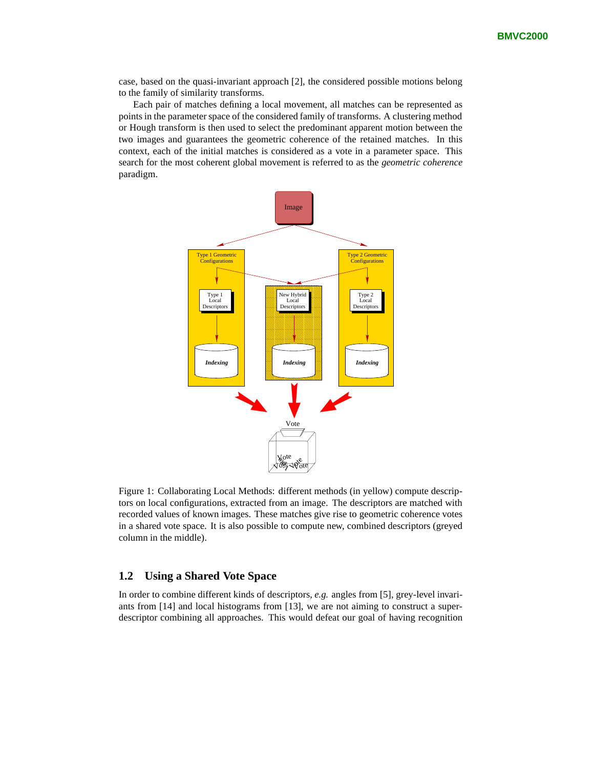case, based on the quasi-invariant approach [2], the considered possible motions belong to the family of similarity transforms.

Each pair of matches defining a local movement, all matches can be represented as points in the parameter space of the considered family of transforms. A clustering method or Hough transform is then used to select the predominant apparent motion between the two images and guarantees the geometric coherence of the retained matches. In this context, each of the initial matches is considered as a vote in a parameter space. This search for the most coherent global movement is referred to as the *geometric coherence* paradigm.

Figure 1: Collaborating Local Methods: different methods (in yellow) compute descriptors on local configurations, extracted from an image. The descriptors are matched with recorded values of known images. These matches give rise to geometric coherence votes in a shared vote space. It is also possible to compute new, combined descriptors (greyed column in the middle).

## 1.2 Using a Shared Vote Space

In order to combine different kinds of descriptors, *e.g.* angles from [5], grey-level invariants from [14] and local histograms from [13], we are not aiming to construct a super-descriptor combining all approaches. This would defeat our goal of having recognition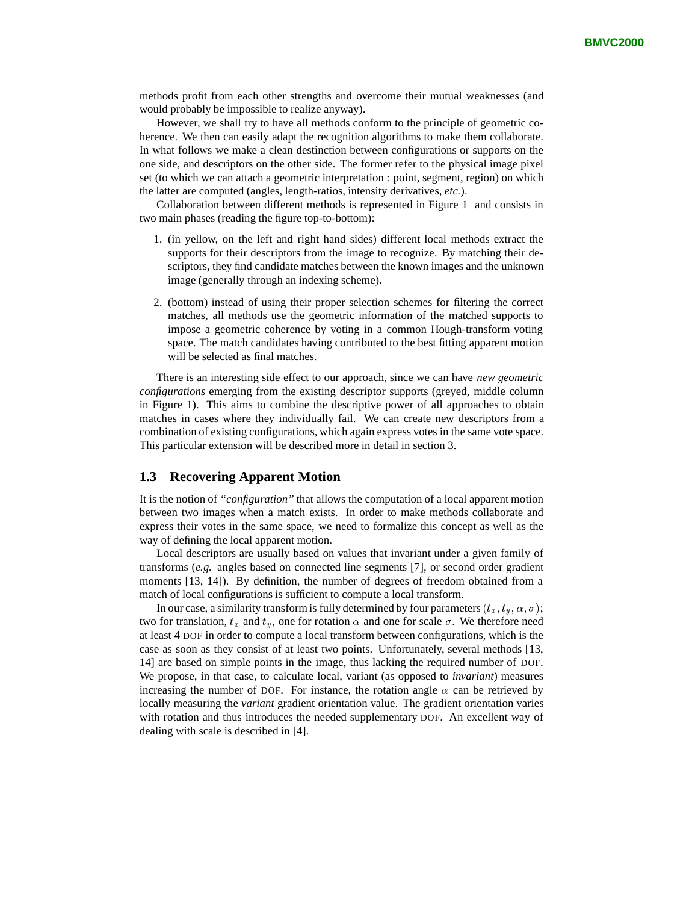methods profit from each other strengths and overcome their mutual weaknesses (and would probably be impossible to realize anyway).

However, we shall try to have all methods conform to the principle of geometric coherence. We then can easily adapt the recognition algorithms to make them collaborate. In what follows we make a clean destinction between configurations or supports on the one side, and descriptors on the other side. The former refer to the physical image pixel set (to which we can attach a geometric interpretation : point, segment, region) on which the latter are computed (angles, length-ratios, intensity derivatives, *etc.*).

Collaboration between different methods is represented in Figure 1 and consists in two main phases (reading the figure top-to-bottom):

1. (in yellow, on the left and right hand sides) different local methods extract the supports for their descriptors from the image to recognize. By matching their descriptors, they find candidate matches between the known images and the unknown image (generally through an indexing scheme).

2. (bottom) instead of using their proper selection schemes for filtering the correct matches, all methods use the geometric information of the matched supports to impose a geometric coherence by voting in a common Hough-transform voting space. The match candidates having contributed to the best fitting apparent motion will be selected as final matches.

There is an interesting side effect to our approach, since we can have *new geometric configurations* emerging from the existing descriptor supports (greyed, middle column in Figure 1). This aims to combine the descriptive power of all approaches to obtain matches in cases where they individually fail. We can create new descriptors from a combination of existing configurations, which again express votes in the same vote space. This particular extension will be described more in detail in section 3.

### 1.3 Recovering Apparent Motion

It is the notion of *"configuration"* that allows the computation of a local apparent motion between two images when a match exists. In order to make methods collaborate and express their votes in the same space, we need to formalize this concept as well as the way of defining the local apparent motion.

Local descriptors are usually based on values that invariant under a given family of transforms (*e.g.* angles based on connected line segments [7], or second order gradient moments [13, 14]). By definition, the number of degrees of freedom obtained from a match of local configurations is sufficient to compute a local transform.

In our case, a similarity transform is fully determined by four parameters $(t_x, t_y, \alpha, \sigma)$; two for translation, $t_x$ and $t_y$, one for rotation $\alpha$ and one for scale $\sigma$. We therefore need at least 4 DOF in order to compute a local transform between configurations, which is the case as soon as they consist of at least two points. Unfortunately, several methods [13, 14] are based on simple points in the image, thus lacking the required number of DOF. We propose, in that case, to calculate local, variant (as opposed to *invariant*) measures increasing the number of DOF. For instance, the rotation angle $\alpha$ can be retrieved by locally measuring the *variant* gradient orientation value. The gradient orientation varies with rotation and thus introduces the needed supplementary DOF. An excellent way of dealing with scale is described in [4].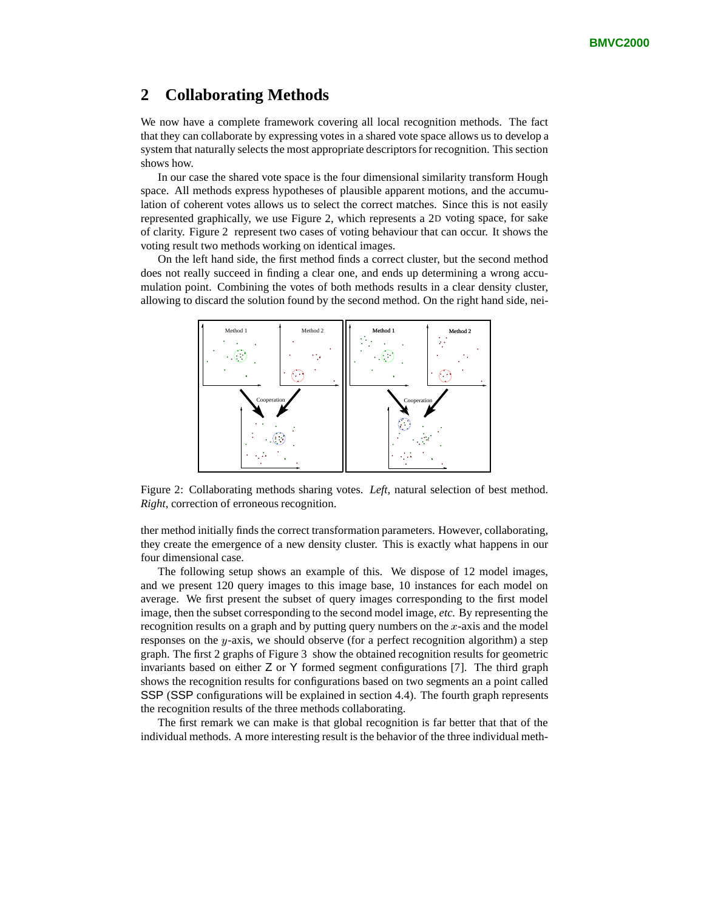## 2 Collaborating Methods

We now have a complete framework covering all local recognition methods. The fact that they can collaborate by expressing votes in a shared vote space allows us to develop a system that naturally selects the most appropriate descriptors for recognition. This section shows how.

In our case the shared vote space is the four dimensional similarity transform Hough space. All methods express hypotheses of plausible apparent motions, and the accumulation of coherent votes allows us to select the correct matches. Since this is not easily represented graphically, we use Figure 2, which represents a 2D voting space, for sake of clarity. Figure 2 represent two cases of voting behaviour that can occur. It shows the voting result two methods working on identical images.

On the left hand side, the first method finds a correct cluster, but the second method does not really succeed in finding a clear one, and ends up determining a wrong accumulation point. Combining the votes of both methods results in a clear density cluster, allowing to discard the solution found by the second method. On the right hand side, neither method initially finds the correct transformation parameters. However, collaborating, they create the emergence of a new density cluster. This is exactly what happens in our four dimensional case.

Figure 2: Collaborating methods sharing votes. *Left*, natural selection of best method. *Right*, correction of erroneous recognition.

The following setup shows an example of this. We dispose of 12 model images, and we present 120 query images to this image base, 10 instances for each model on average. We first present the subset of query images corresponding to the first model image, then the subset corresponding to the second model image, *etc.* By representing the recognition results on a graph and by putting query numbers on the $x$-axis and the model responses on the $y$-axis, we should observe (for a perfect recognition algorithm) a step graph. The first 2 graphs of Figure 3 show the obtained recognition results for geometric invariants based on either Z or Y formed segment configurations [7]. The third graph shows the recognition results for configurations based on two segments an a point called SSP (SSP configurations will be explained in section 4.4). The fourth graph represents the recognition results of the three methods collaborating.

The first remark we can make is that global recognition is far better that that of the individual methods. A more interesting result is the behavior of the three individual meth-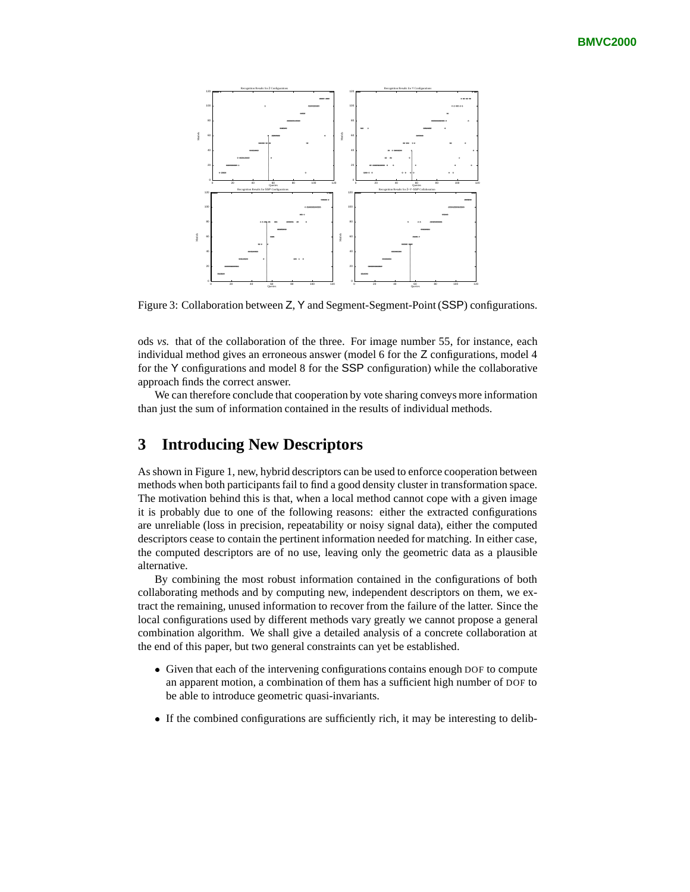Figure 3: Collaboration between Z, Y and Segment-Segment-Point (SSP) configurations.

ods *vs.* that of the collaboration of the three. For image number 55, for instance, each individual method gives an erroneous answer (model 6 for the Z configurations, model 4 for the Y configurations and model 8 for the SSP configuration) while the collaborative approach finds the correct answer.

We can therefore conclude that cooperation by vote sharing conveys more information than just the sum of information contained in the results of individual methods.

# 3 Introducing New Descriptors

As shown in Figure 1, new, hybrid descriptors can be used to enforce cooperation between methods when both participants fail to find a good density cluster in transformation space. The motivation behind this is that, when a local method cannot cope with a given image it is probably due to one of the following reasons: either the extracted configurations are unreliable (loss in precision, repeatability or noisy signal data), either the computed descriptors cease to contain the pertinent information needed for matching. In either case, the computed descriptors are of no use, leaving only the geometric data as a plausible alternative.

By combining the most robust information contained in the configurations of both collaborating methods and by computing new, independent descriptors on them, we extract the remaining, unused information to recover from the failure of the latter. Since the local configurations used by different methods vary greatly we cannot propose a general combination algorithm. We shall give a detailed analysis of a concrete collaboration at the end of this paper, but two general constraints can yet be established.

- Given that each of the intervening configurations contains enough DOF to compute an apparent motion, a combination of them has a sufficient high number of DOF to be able to introduce geometric quasi-invariants.
- If the combined configurations are sufficiently rich, it may be interesting to delib-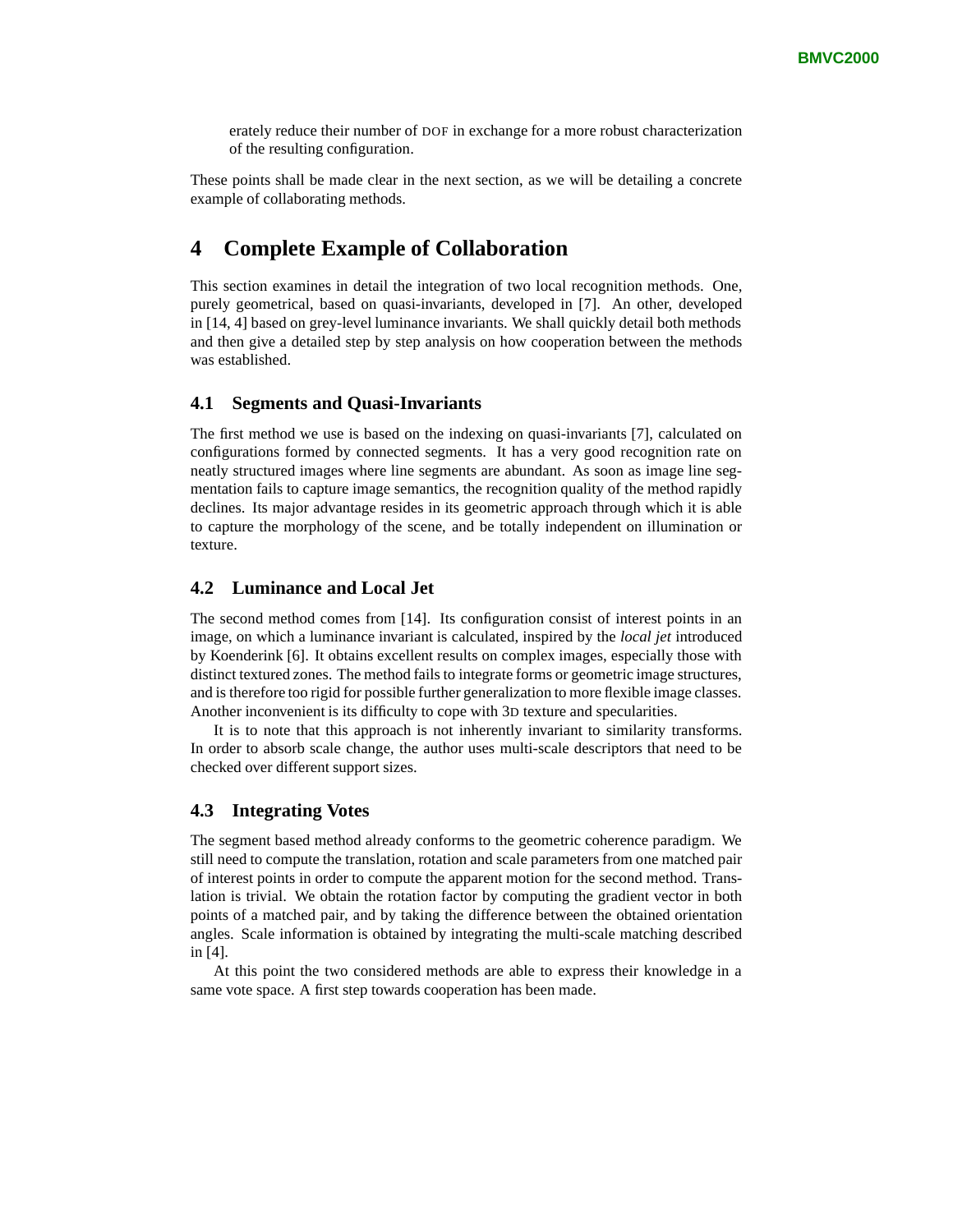erately reduce their number of DOF in exchange for a more robust characterization of the resulting configuration.

These points shall be made clear in the next section, as we will be detailing a concrete example of collaborating methods.

# 4 Complete Example of Collaboration

This section examines in detail the integration of two local recognition methods. One, purely geometrical, based on quasi-invariants, developed in [7]. An other, developed in [14, 4] based on grey-level luminance invariants. We shall quickly detail both methods and then give a detailed step by step analysis on how cooperation between the methods was established.

## 4.1 Segments and Quasi-Invariants

The first method we use is based on the indexing on quasi-invariants [7], calculated on configurations formed by connected segments. It has a very good recognition rate on neatly structured images where line segments are abundant. As soon as image line segmentation fails to capture image semantics, the recognition quality of the method rapidly declines. Its major advantage resides in its geometric approach through which it is able to capture the morphology of the scene, and be totally independent on illumination or texture.

## 4.2 Luminance and Local Jet

The second method comes from [14]. Its configuration consist of interest points in an image, on which a luminance invariant is calculated, inspired by the *local jet* introduced by Koenderink [6]. It obtains excellent results on complex images, especially those with distinct textured zones. The method fails to integrate forms or geometric image structures, and is therefore too rigid for possible further generalization to more flexible image classes. Another inconvenient is its difficulty to cope with 3D texture and specularities.

It is to note that this approach is not inherently invariant to similarity transforms. In order to absorb scale change, the author uses multi-scale descriptors that need to be checked over different support sizes.

## 4.3 Integrating Votes

The segment based method already conforms to the geometric coherence paradigm. We still need to compute the translation, rotation and scale parameters from one matched pair of interest points in order to compute the apparent motion for the second method. Translation is trivial. We obtain the rotation factor by computing the gradient vector in both points of a matched pair, and by taking the difference between the obtained orientation angles. Scale information is obtained by integrating the multi-scale matching described in [4].

At this point the two considered methods are able to express their knowledge in a same vote space. A first step towards cooperation has been made.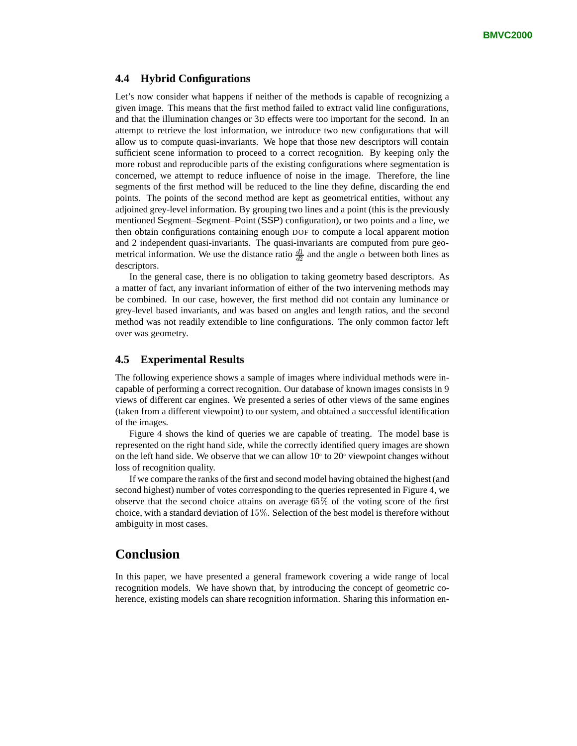### 4.4 Hybrid Configurations

Let's now consider what happens if neither of the methods is capable of recognizing a given image. This means that the first method failed to extract valid line configurations, and that the illumination changes or 3D effects were too important for the second. In an attempt to retrieve the lost information, we introduce two new configurations that will allow us to compute quasi-invariants. We hope that those new descriptors will contain sufficient scene information to proceed to a correct recognition. By keeping only the more robust and reproducible parts of the existing configurations where segmentation is concerned, we attempt to reduce influence of noise in the image. Therefore, the line segments of the first method will be reduced to the line they define, discarding the end points. The points of the second method are kept as geometrical entities, without any adjoined grey-level information. By grouping two lines and a point (this is the previously mentioned Segment–Segment–Point (SSP) configuration), or two points and a line, we then obtain configurations containing enough DOF to compute a local apparent motion and 2 independent quasi-invariants. The quasi-invariants are computed from pure geometrical information. We use the distance ratio $\frac{d1}{d2}$ and the angle $\alpha$ between both lines as descriptors.

In the general case, there is no obligation to taking geometry based descriptors. As a matter of fact, any invariant information of either of the two intervening methods may be combined. In our case, however, the first method did not contain any luminance or grey-level based invariants, and was based on angles and length ratios, and the second method was not readily extendible to line configurations. The only common factor left over was geometry.

### 4.5 Experimental Results

The following experience shows a sample of images where individual methods were incapable of performing a correct recognition. Our database of known images consists in 9 views of different car engines. We presented a series of other views of the same engines (taken from a different viewpoint) to our system, and obtained a successful identification of the images.

Figure 4 shows the kind of queries we are capable of treating. The model base is represented on the right hand side, while the correctly identified query images are shown on the left hand side. We observe that we can allow $10^{\circ}$ to $20^{\circ}$ viewpoint changes without loss of recognition quality.

If we compare the ranks of the first and second model having obtained the highest (and second highest) number of votes corresponding to the queries represented in Figure 4, we observe that the second choice attains on average $65\%$ of the voting score of the first choice, with a standard deviation of $15\%$. Selection of the best model is therefore without ambiguity in most cases.

## Conclusion

In this paper, we have presented a general framework covering a wide range of local recognition models. We have shown that, by introducing the concept of geometric coherence, existing models can share recognition information. Sharing this information en-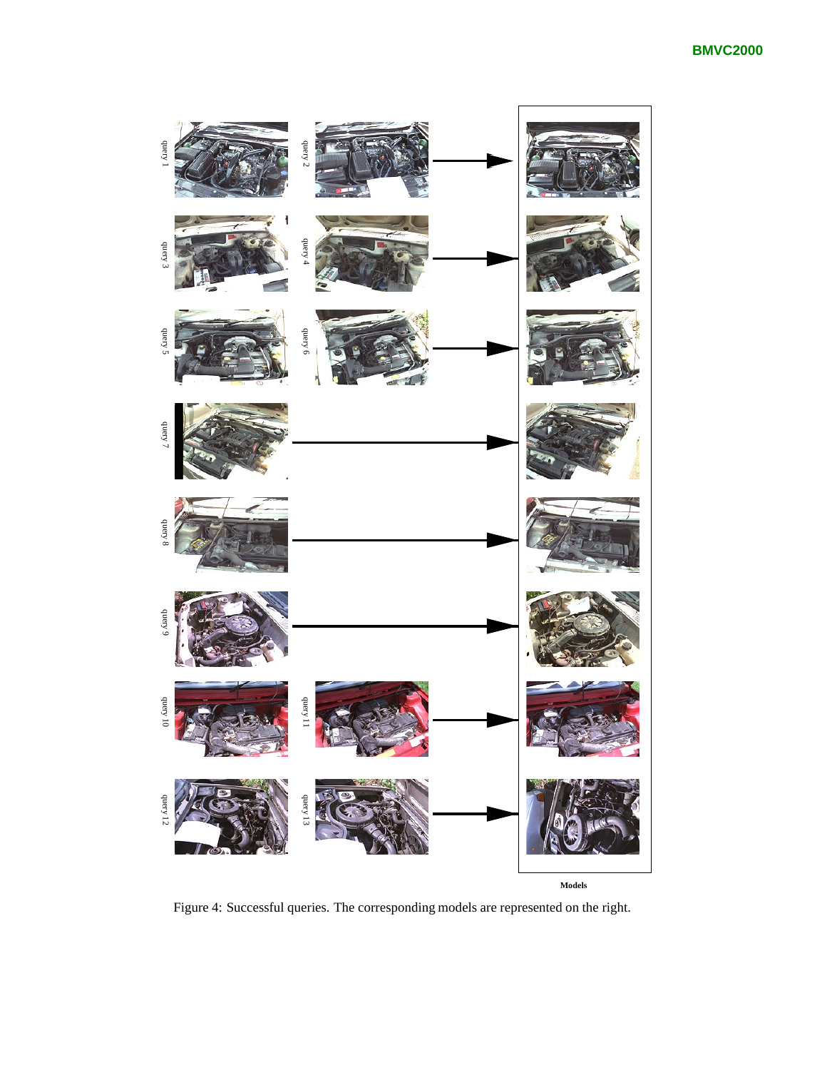Figure 4: Successful queries. The corresponding models are represented on the right.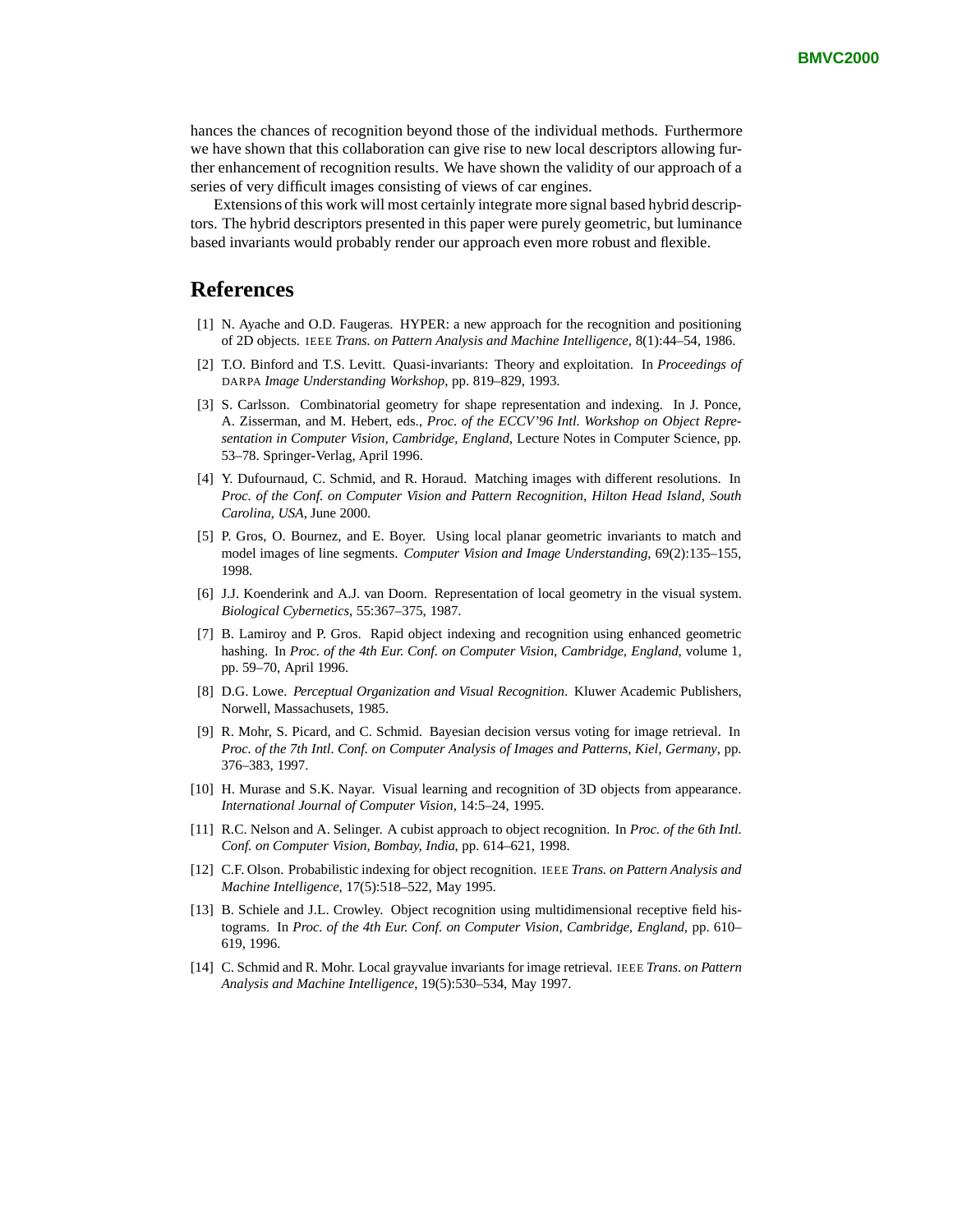hances the chances of recognition beyond those of the individual methods. Furthermore we have shown that this collaboration can give rise to new local descriptors allowing further enhancement of recognition results. We have shown the validity of our approach of a series of very difficult images consisting of views of car engines.

Extensions of this work will most certainly integrate more signal based hybrid descriptors. The hybrid descriptors presented in this paper were purely geometric, but luminance based invariants would probably render our approach even more robust and flexible.

## References

[1] N. Ayache and O.D. Faugeras. HYPER: a new approach for the recognition and positioning of 2D objects. IEEE *Trans. on Pattern Analysis and Machine Intelligence*, 8(1):44–54, 1986.

[2] T.O. Binford and T.S. Levitt. Quasi-invariants: Theory and exploitation. In *Proceedings of* DARPA *Image Understanding Workshop*, pp. 819–829, 1993.

[3] S. Carlsson. Combinatorial geometry for shape representation and indexing. In J. Ponce, A. Zisserman, and M. Hebert, eds., *Proc. of the ECCV'96 Intl. Workshop on Object Representation in Computer Vision, Cambridge, England*, Lecture Notes in Computer Science, pp. 53–78. Springer-Verlag, April 1996.

[4] Y. Dufournaud, C. Schmid, and R. Horaud. Matching images with different resolutions. In *Proc. of the Conf. on Computer Vision and Pattern Recognition, Hilton Head Island, South Carolina, USA*, June 2000.

[5] P. Gros, O. Bournez, and E. Boyer. Using local planar geometric invariants to match and model images of line segments. *Computer Vision and Image Understanding*, 69(2):135–155, 1998.

[6] J.J. Koenderink and A.J. van Doorn. Representation of local geometry in the visual system. *Biological Cybernetics*, 55:367–375, 1987.

[7] B. Lamiroy and P. Gros. Rapid object indexing and recognition using enhanced geometric hashing. In *Proc. of the 4th Eur. Conf. on Computer Vision, Cambridge, England*, volume 1, pp. 59–70, April 1996.

[8] D.G. Lowe. *Perceptual Organization and Visual Recognition*. Kluwer Academic Publishers, Norwell, Massachusets, 1985.

[9] R. Mohr, S. Picard, and C. Schmid. Bayesian decision versus voting for image retrieval. In *Proc. of the 7th Intl. Conf. on Computer Analysis of Images and Patterns, Kiel, Germany*, pp. 376–383, 1997.

[10] H. Murase and S.K. Nayar. Visual learning and recognition of 3D objects from appearance. *International Journal of Computer Vision*, 14:5–24, 1995.

[11] R.C. Nelson and A. Selinger. A cubist approach to object recognition. In *Proc. of the 6th Intl. Conf. on Computer Vision, Bombay, India*, pp. 614–621, 1998.

[12] C.F. Olson. Probabilistic indexing for object recognition. IEEE *Trans. on Pattern Analysis and Machine Intelligence*, 17(5):518–522, May 1995.

[13] B. Schiele and J.L. Crowley. Object recognition using multidimensional receptive field histograms. In *Proc. of the 4th Eur. Conf. on Computer Vision, Cambridge, England*, pp. 610–619, 1996.

[14] C. Schmid and R. Mohr. Local grayvalue invariants for image retrieval. IEEE *Trans. on Pattern Analysis and Machine Intelligence*, 19(5):530–534, May 1997.